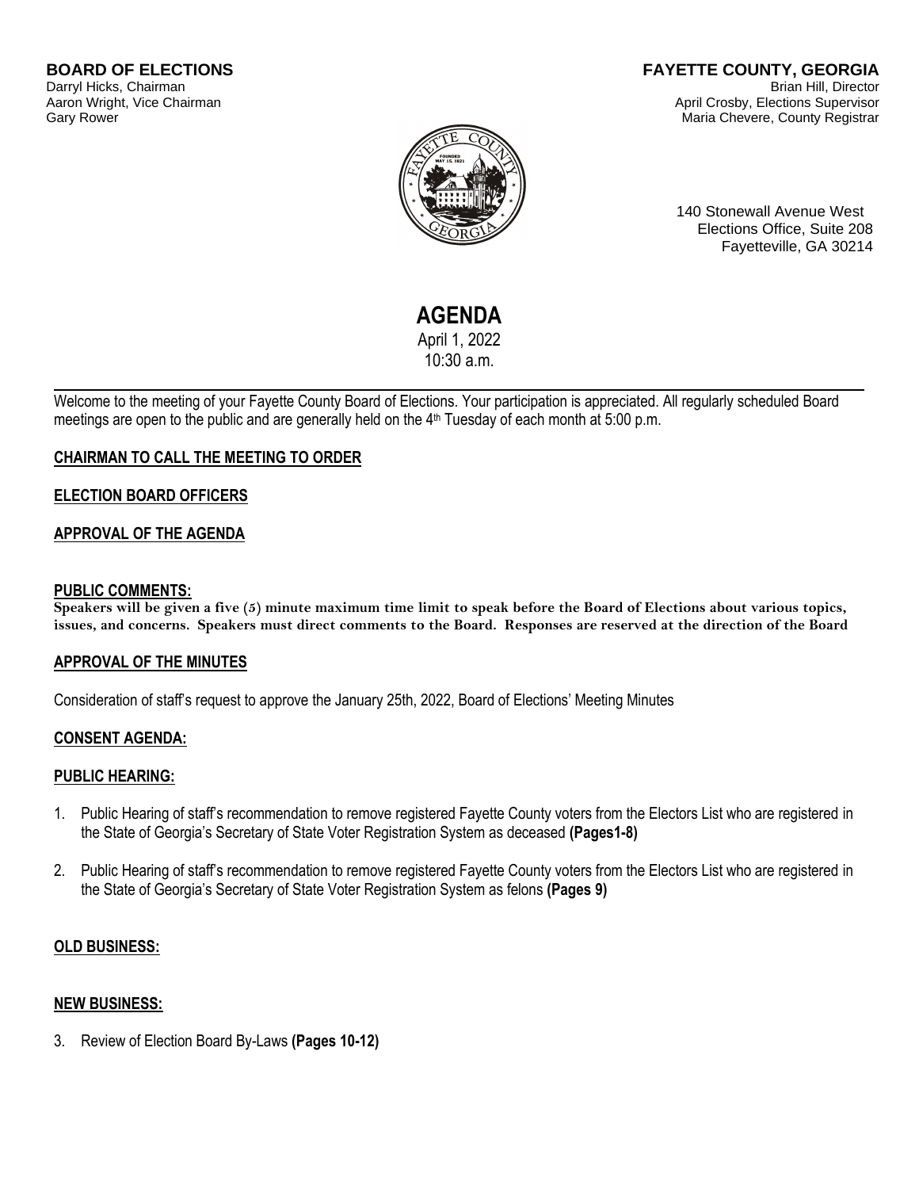**BOARD OF ELECTIONS**
Darryl Hicks, Chairman
Aaron Wright, Vice Chairman
Gary Rower

**FAYETTE COUNTY, GEORGIA**
Brian Hill, Director
April Crosby, Elections Supervisor
Maria Chevere, County Registrar

140 Stonewall Avenue West
Elections Office, Suite 208
Fayetteville, GA 30214

# AGENDA

April 1, 2022
10:30 a.m.

---

Welcome to the meeting of your Fayette County Board of Elections. Your participation is appreciated. All regularly scheduled Board meetings are open to the public and are generally held on the 4th Tuesday of each month at 5:00 p.m.

**CHAIRMAN TO CALL THE MEETING TO ORDER**

**ELECTION BOARD OFFICERS**

**APPROVAL OF THE AGENDA**

**PUBLIC COMMENTS:**

**Speakers will be given a five (5) minute maximum time limit to speak before the Board of Elections about various topics, issues, and concerns. Speakers must direct comments to the Board. Responses are reserved at the direction of the Board**

**APPROVAL OF THE MINUTES**

Consideration of staff's request to approve the January 25th, 2022, Board of Elections' Meeting Minutes

**CONSENT AGENDA:**

**PUBLIC HEARING:**

1. Public Hearing of staff's recommendation to remove registered Fayette County voters from the Electors List who are registered in the State of Georgia's Secretary of State Voter Registration System as deceased **(Pages1-8)**

2. Public Hearing of staff's recommendation to remove registered Fayette County voters from the Electors List who are registered in the State of Georgia's Secretary of State Voter Registration System as felons **(Pages 9)**

**OLD BUSINESS:**

**NEW BUSINESS:**

3. Review of Election Board By-Laws **(Pages 10-12)**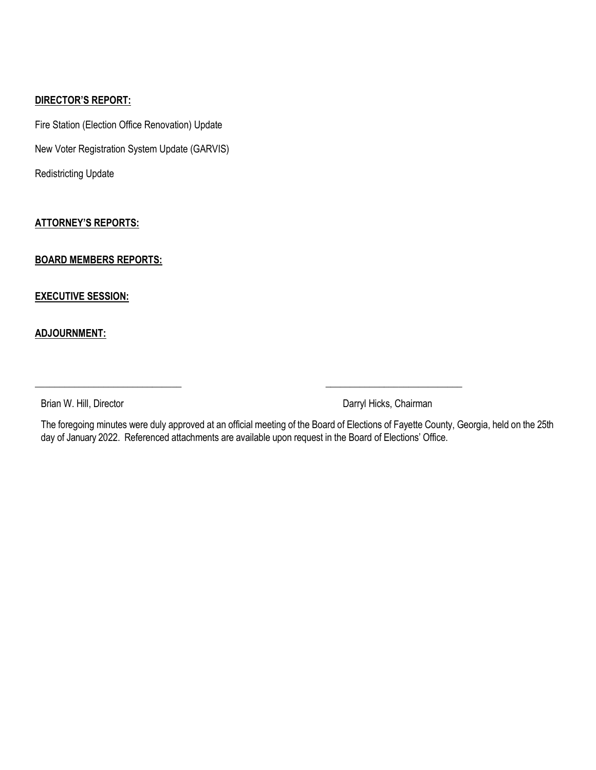**DIRECTOR'S REPORT:**

Fire Station (Election Office Renovation) Update

New Voter Registration System Update (GARVIS)

Redistricting Update

**ATTORNEY'S REPORTS:**

**BOARD MEMBERS REPORTS:**

**EXECUTIVE SESSION:**

**ADJOURNMENT:**

\_\_\_\_\_\_\_\_\_\_\_\_\_\_\_\_\_\_\_\_\_\_\_\_\_\_\_\_\_\_ \_\_\_\_\_\_\_\_\_\_\_\_\_\_\_\_\_\_\_\_\_\_\_\_\_\_\_\_\_\_

Brian W. Hill, Director Darryl Hicks, Chairman

The foregoing minutes were duly approved at an official meeting of the Board of Elections of Fayette County, Georgia, held on the 25th day of January 2022. Referenced attachments are available upon request in the Board of Elections' Office.